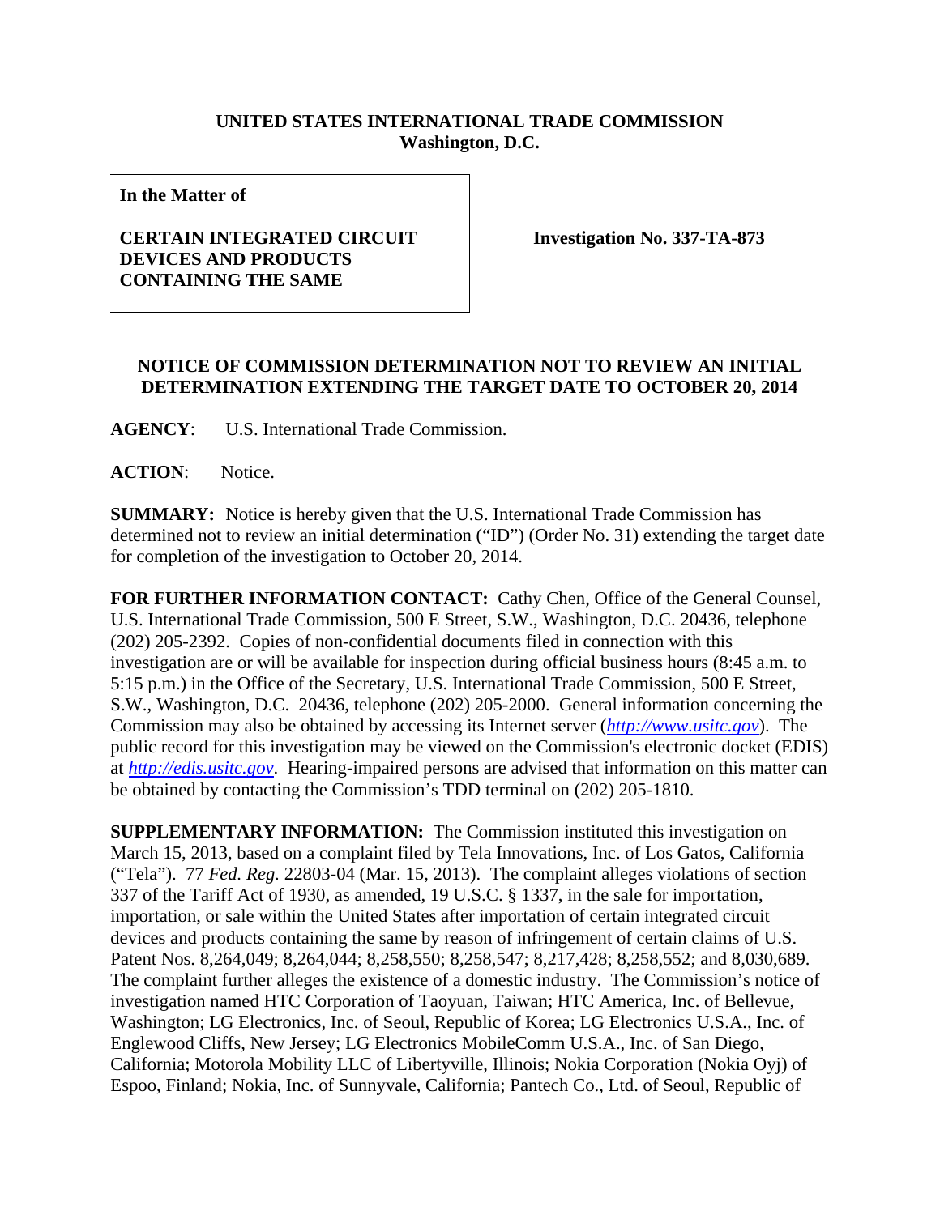**UNITED STATES INTERNATIONAL TRADE COMMISSION**
**Washington, D.C.**

| **In the Matter of** <br><br> **CERTAIN INTEGRATED CIRCUIT DEVICES AND PRODUCTS CONTAINING THE SAME** | **Investigation No. 337-TA-873** |
|---|---|

**NOTICE OF COMMISSION DETERMINATION NOT TO REVIEW AN INITIAL DETERMINATION EXTENDING THE TARGET DATE TO OCTOBER 20, 2014**

**AGENCY**: U.S. International Trade Commission.

**ACTION**: Notice.

**SUMMARY:** Notice is hereby given that the U.S. International Trade Commission has determined not to review an initial determination ("ID") (Order No. 31) extending the target date for completion of the investigation to October 20, 2014.

**FOR FURTHER INFORMATION CONTACT:** Cathy Chen, Office of the General Counsel, U.S. International Trade Commission, 500 E Street, S.W., Washington, D.C. 20436, telephone (202) 205-2392. Copies of non-confidential documents filed in connection with this investigation are or will be available for inspection during official business hours (8:45 a.m. to 5:15 p.m.) in the Office of the Secretary, U.S. International Trade Commission, 500 E Street, S.W., Washington, D.C. 20436, telephone (202) 205-2000. General information concerning the Commission may also be obtained by accessing its Internet server (*http://www.usitc.gov*). The public record for this investigation may be viewed on the Commission's electronic docket (EDIS) at *http://edis.usitc.gov*. Hearing-impaired persons are advised that information on this matter can be obtained by contacting the Commission's TDD terminal on (202) 205-1810.

**SUPPLEMENTARY INFORMATION:** The Commission instituted this investigation on March 15, 2013, based on a complaint filed by Tela Innovations, Inc. of Los Gatos, California ("Tela"). 77 *Fed. Reg.* 22803-04 (Mar. 15, 2013). The complaint alleges violations of section 337 of the Tariff Act of 1930, as amended, 19 U.S.C. § 1337, in the sale for importation, importation, or sale within the United States after importation of certain integrated circuit devices and products containing the same by reason of infringement of certain claims of U.S. Patent Nos. 8,264,049; 8,264,044; 8,258,550; 8,258,547; 8,217,428; 8,258,552; and 8,030,689. The complaint further alleges the existence of a domestic industry. The Commission's notice of investigation named HTC Corporation of Taoyuan, Taiwan; HTC America, Inc. of Bellevue, Washington; LG Electronics, Inc. of Seoul, Republic of Korea; LG Electronics U.S.A., Inc. of Englewood Cliffs, New Jersey; LG Electronics MobileComm U.S.A., Inc. of San Diego, California; Motorola Mobility LLC of Libertyville, Illinois; Nokia Corporation (Nokia Oyj) of Espoo, Finland; Nokia, Inc. of Sunnyvale, California; Pantech Co., Ltd. of Seoul, Republic of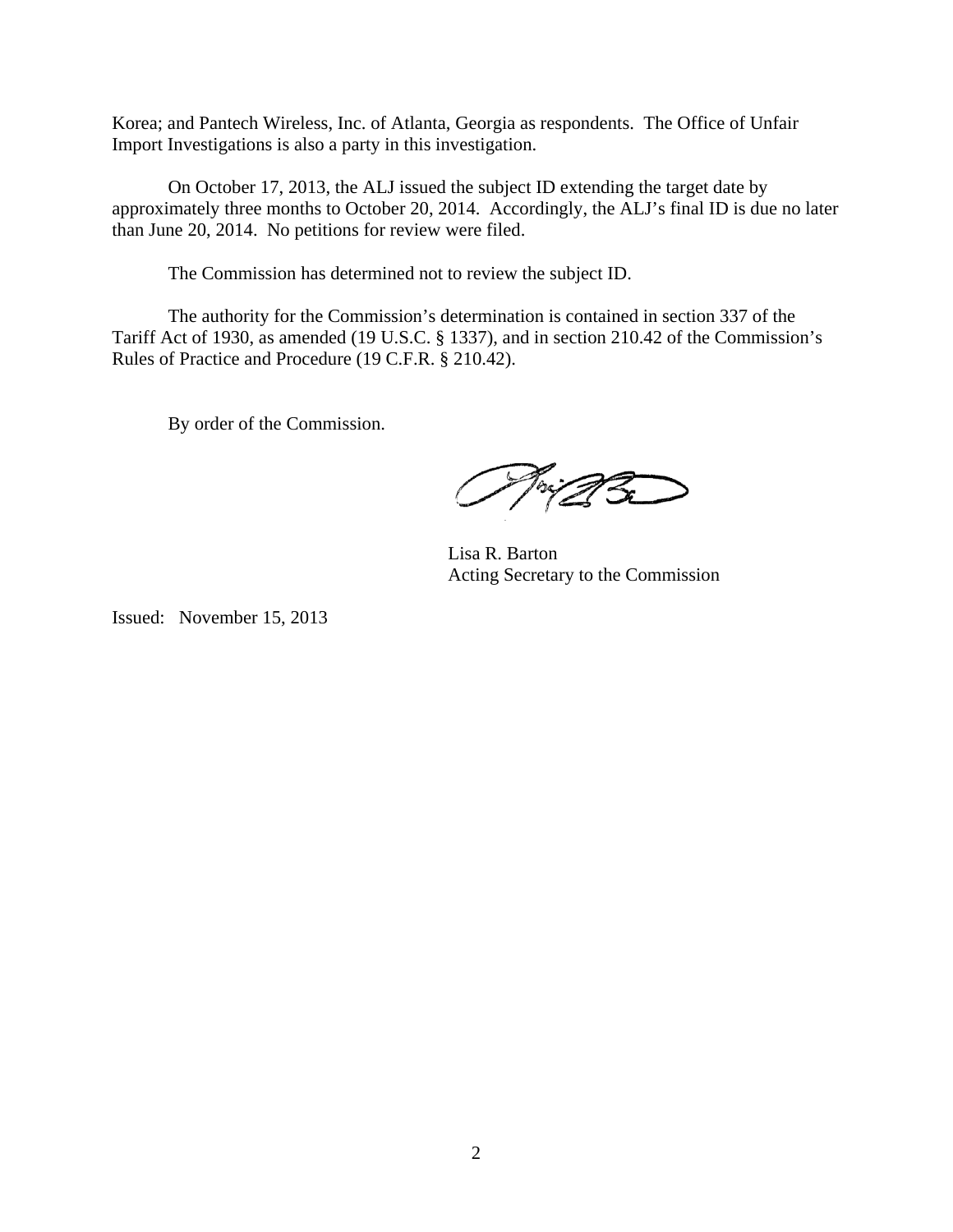Korea; and Pantech Wireless, Inc. of Atlanta, Georgia as respondents. The Office of Unfair Import Investigations is also a party in this investigation.

On October 17, 2013, the ALJ issued the subject ID extending the target date by approximately three months to October 20, 2014. Accordingly, the ALJ's final ID is due no later than June 20, 2014. No petitions for review were filed.

The Commission has determined not to review the subject ID.

The authority for the Commission's determination is contained in section 337 of the Tariff Act of 1930, as amended (19 U.S.C. § 1337), and in section 210.42 of the Commission's Rules of Practice and Procedure (19 C.F.R. § 210.42).

By order of the Commission.

Lisa R. Barton
Acting Secretary to the Commission

Issued: November 15, 2013